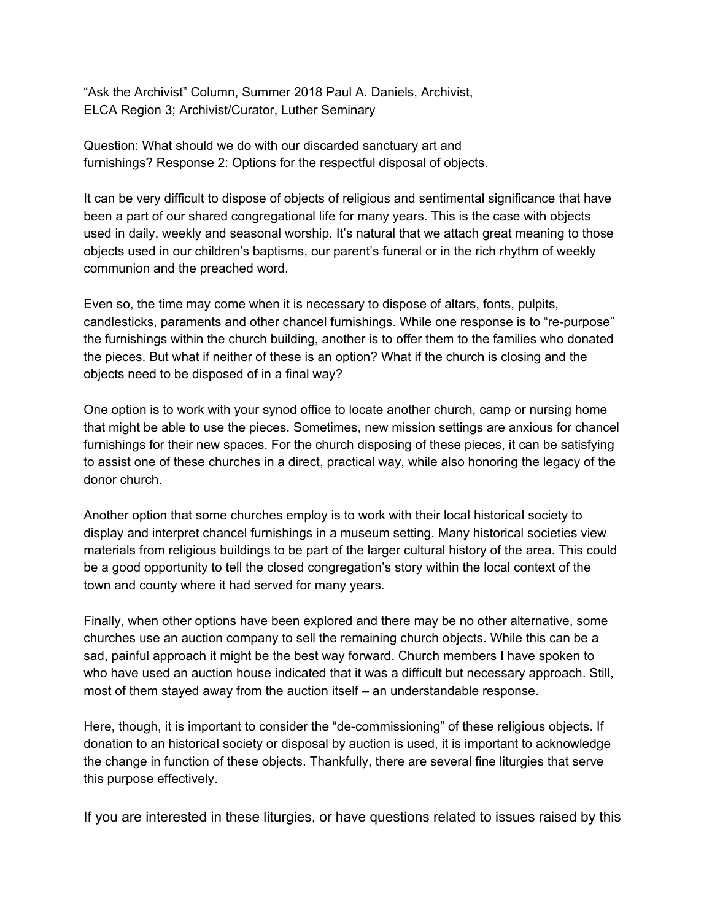"Ask the Archivist" Column, Summer 2018 Paul A. Daniels, Archivist, ELCA Region 3; Archivist/Curator, Luther Seminary

Question: What should we do with our discarded sanctuary art and furnishings? Response 2: Options for the respectful disposal of objects.

It can be very difficult to dispose of objects of religious and sentimental significance that have been a part of our shared congregational life for many years. This is the case with objects used in daily, weekly and seasonal worship. It's natural that we attach great meaning to those objects used in our children's baptisms, our parent's funeral or in the rich rhythm of weekly communion and the preached word.

Even so, the time may come when it is necessary to dispose of altars, fonts, pulpits, candlesticks, paraments and other chancel furnishings. While one response is to "re-purpose" the furnishings within the church building, another is to offer them to the families who donated the pieces. But what if neither of these is an option? What if the church is closing and the objects need to be disposed of in a final way?

One option is to work with your synod office to locate another church, camp or nursing home that might be able to use the pieces. Sometimes, new mission settings are anxious for chancel furnishings for their new spaces. For the church disposing of these pieces, it can be satisfying to assist one of these churches in a direct, practical way, while also honoring the legacy of the donor church.

Another option that some churches employ is to work with their local historical society to display and interpret chancel furnishings in a museum setting. Many historical societies view materials from religious buildings to be part of the larger cultural history of the area. This could be a good opportunity to tell the closed congregation's story within the local context of the town and county where it had served for many years.

Finally, when other options have been explored and there may be no other alternative, some churches use an auction company to sell the remaining church objects. While this can be a sad, painful approach it might be the best way forward. Church members I have spoken to who have used an auction house indicated that it was a difficult but necessary approach. Still, most of them stayed away from the auction itself – an understandable response.

Here, though, it is important to consider the "de-commissioning" of these religious objects. If donation to an historical society or disposal by auction is used, it is important to acknowledge the change in function of these objects. Thankfully, there are several fine liturgies that serve this purpose effectively.

If you are interested in these liturgies, or have questions related to issues raised by this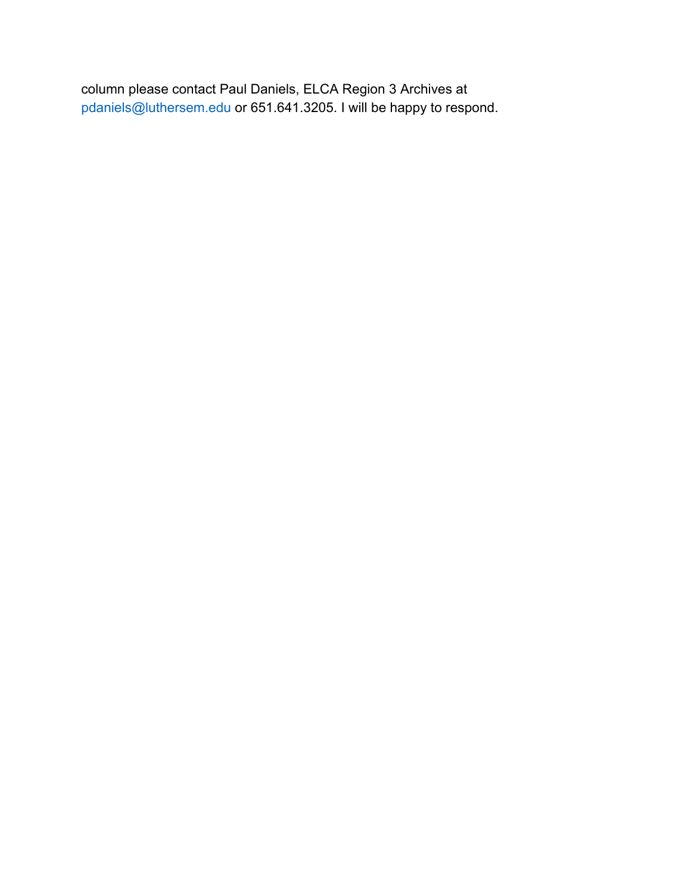column please contact Paul Daniels, ELCA Region 3 Archives at pdaniels@luthersem.edu or 651.641.3205. I will be happy to respond.